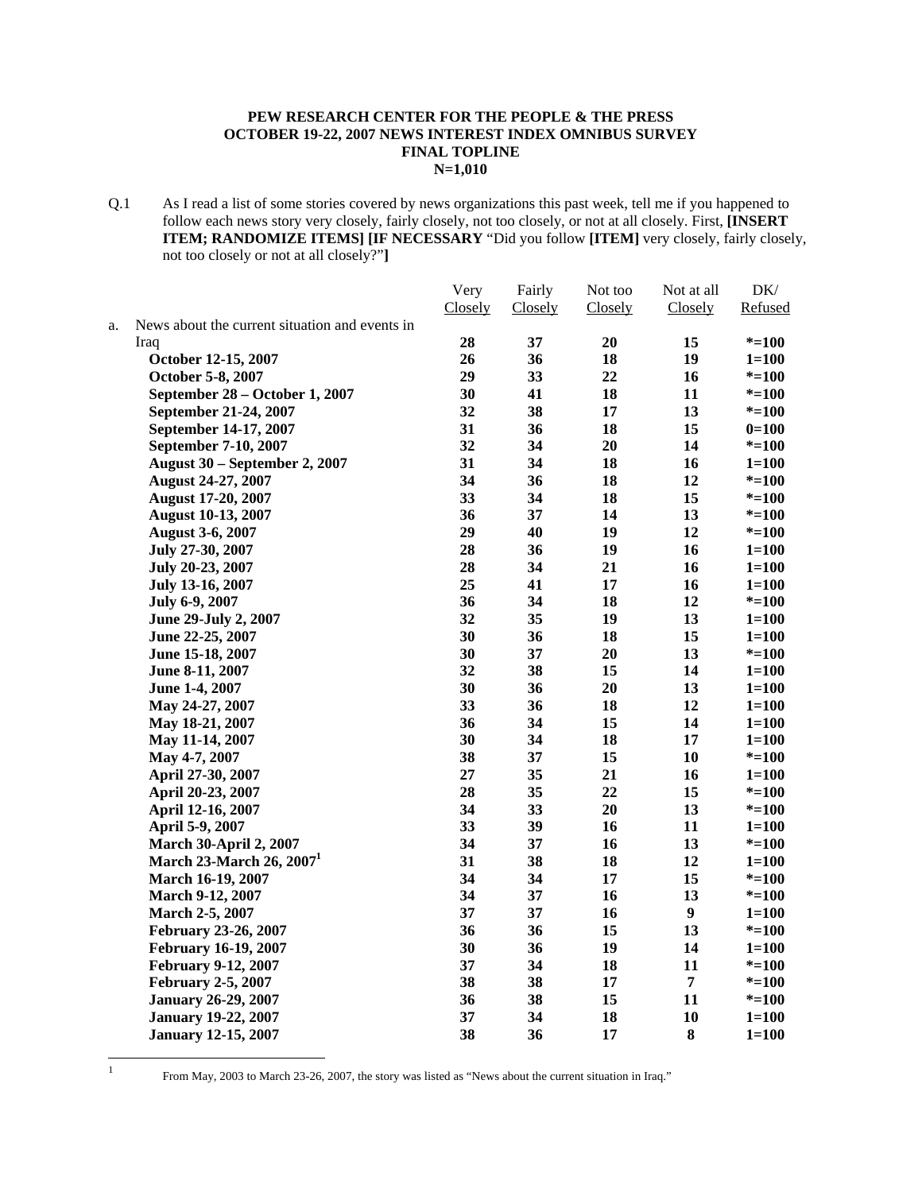**PEW RESEARCH CENTER FOR THE PEOPLE & THE PRESS**
**OCTOBER 19-22, 2007 NEWS INTEREST INDEX OMNIBUS SURVEY**
**FINAL TOPLINE**
**N=1,010**

Q.1 As I read a list of some stories covered by news organizations this past week, tell me if you happened to follow each news story very closely, fairly closely, not too closely, or not at all closely. First, **[INSERT ITEM; RANDOMIZE ITEMS] [IF NECESSARY** "Did you follow **[ITEM]** very closely, fairly closely, not too closely or not at all closely?"**]**

| | Very Closely | Fairly Closely | Not too Closely | Not at all Closely | DK/ Refused |
|---|---|---|---|---|---|
| a. News about the current situation and events in Iraq | **28** | **37** | **20** | **15** | ***=100** |
| **October 12-15, 2007** | **26** | **36** | **18** | **19** | **1=100** |
| **October 5-8, 2007** | **29** | **33** | **22** | **16** | ***=100** |
| **September 28 – October 1, 2007** | **30** | **41** | **18** | **11** | ***=100** |
| **September 21-24, 2007** | **32** | **38** | **17** | **13** | ***=100** |
| **September 14-17, 2007** | **31** | **36** | **18** | **15** | **0=100** |
| **September 7-10, 2007** | **32** | **34** | **20** | **14** | ***=100** |
| **August 30 – September 2, 2007** | **31** | **34** | **18** | **16** | **1=100** |
| **August 24-27, 2007** | **34** | **36** | **18** | **12** | ***=100** |
| **August 17-20, 2007** | **33** | **34** | **18** | **15** | ***=100** |
| **August 10-13, 2007** | **36** | **37** | **14** | **13** | ***=100** |
| **August 3-6, 2007** | **29** | **40** | **19** | **12** | ***=100** |
| **July 27-30, 2007** | **28** | **36** | **19** | **16** | **1=100** |
| **July 20-23, 2007** | **28** | **34** | **21** | **16** | **1=100** |
| **July 13-16, 2007** | **25** | **41** | **17** | **16** | **1=100** |
| **July 6-9, 2007** | **36** | **34** | **18** | **12** | ***=100** |
| **June 29-July 2, 2007** | **32** | **35** | **19** | **13** | **1=100** |
| **June 22-25, 2007** | **30** | **36** | **18** | **15** | **1=100** |
| **June 15-18, 2007** | **30** | **37** | **20** | **13** | ***=100** |
| **June 8-11, 2007** | **32** | **38** | **15** | **14** | **1=100** |
| **June 1-4, 2007** | **30** | **36** | **20** | **13** | **1=100** |
| **May 24-27, 2007** | **33** | **36** | **18** | **12** | **1=100** |
| **May 18-21, 2007** | **36** | **34** | **15** | **14** | **1=100** |
| **May 11-14, 2007** | **30** | **34** | **18** | **17** | **1=100** |
| **May 4-7, 2007** | **38** | **37** | **15** | **10** | ***=100** |
| **April 27-30, 2007** | **27** | **35** | **21** | **16** | **1=100** |
| **April 20-23, 2007** | **28** | **35** | **22** | **15** | ***=100** |
| **April 12-16, 2007** | **34** | **33** | **20** | **13** | ***=100** |
| **April 5-9, 2007** | **33** | **39** | **16** | **11** | **1=100** |
| **March 30-April 2, 2007** | **34** | **37** | **16** | **13** | ***=100** |
| **March 23-March 26, 2007**[1] | **31** | **38** | **18** | **12** | **1=100** |
| **March 16-19, 2007** | **34** | **34** | **17** | **15** | ***=100** |
| **March 9-12, 2007** | **34** | **37** | **16** | **13** | ***=100** |
| **March 2-5, 2007** | **37** | **37** | **16** | **9** | **1=100** |
| **February 23-26, 2007** | **36** | **36** | **15** | **13** | ***=100** |
| **February 16-19, 2007** | **30** | **36** | **19** | **14** | **1=100** |
| **February 9-12, 2007** | **37** | **34** | **18** | **11** | ***=100** |
| **February 2-5, 2007** | **38** | **38** | **17** | **7** | ***=100** |
| **January 26-29, 2007** | **36** | **38** | **15** | **11** | ***=100** |
| **January 19-22, 2007** | **37** | **34** | **18** | **10** | **1=100** |
| **January 12-15, 2007** | **38** | **36** | **17** | **8** | **1=100** |

[1] From May, 2003 to March 23-26, 2007, the story was listed as "News about the current situation in Iraq."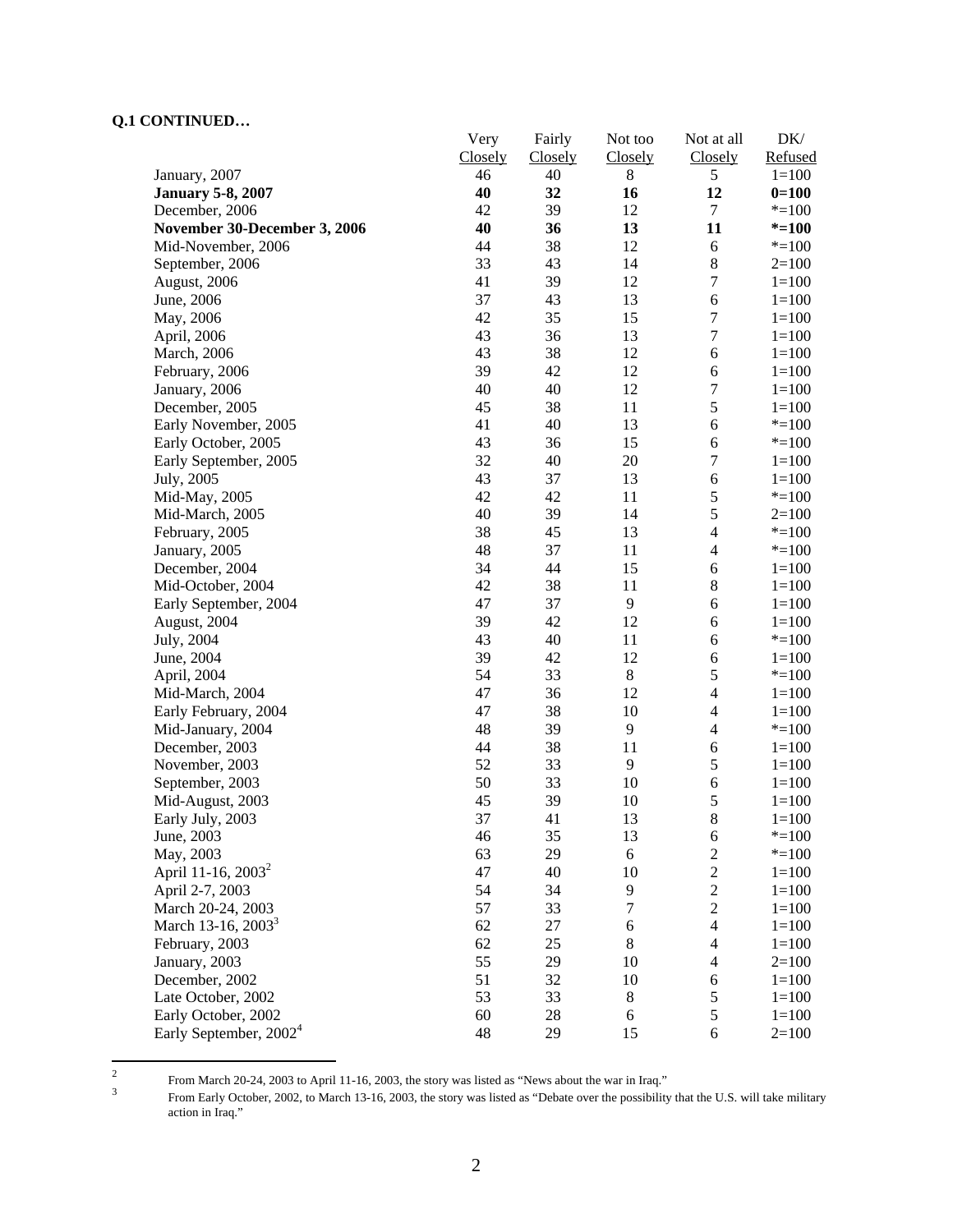**Q.1 CONTINUED…**

| | Very Closely | Fairly Closely | Not too Closely | Not at all Closely | DK/ Refused |
|---|---|---|---|---|---|
| January, 2007 | 46 | 40 | 8 | 5 | 1=100 |
| **January 5-8, 2007** | **40** | **32** | **16** | **12** | **0=100** |
| December, 2006 | 42 | 39 | 12 | 7 | *=100 |
| **November 30-December 3, 2006** | **40** | **36** | **13** | **11** | ***=100** |
| Mid-November, 2006 | 44 | 38 | 12 | 6 | *=100 |
| September, 2006 | 33 | 43 | 14 | 8 | 2=100 |
| August, 2006 | 41 | 39 | 12 | 7 | 1=100 |
| June, 2006 | 37 | 43 | 13 | 6 | 1=100 |
| May, 2006 | 42 | 35 | 15 | 7 | 1=100 |
| April, 2006 | 43 | 36 | 13 | 7 | 1=100 |
| March, 2006 | 43 | 38 | 12 | 6 | 1=100 |
| February, 2006 | 39 | 42 | 12 | 6 | 1=100 |
| January, 2006 | 40 | 40 | 12 | 7 | 1=100 |
| December, 2005 | 45 | 38 | 11 | 5 | 1=100 |
| Early November, 2005 | 41 | 40 | 13 | 6 | *=100 |
| Early October, 2005 | 43 | 36 | 15 | 6 | *=100 |
| Early September, 2005 | 32 | 40 | 20 | 7 | 1=100 |
| July, 2005 | 43 | 37 | 13 | 6 | 1=100 |
| Mid-May, 2005 | 42 | 42 | 11 | 5 | *=100 |
| Mid-March, 2005 | 40 | 39 | 14 | 5 | 2=100 |
| February, 2005 | 38 | 45 | 13 | 4 | *=100 |
| January, 2005 | 48 | 37 | 11 | 4 | *=100 |
| December, 2004 | 34 | 44 | 15 | 6 | 1=100 |
| Mid-October, 2004 | 42 | 38 | 11 | 8 | 1=100 |
| Early September, 2004 | 47 | 37 | 9 | 6 | 1=100 |
| August, 2004 | 39 | 42 | 12 | 6 | 1=100 |
| July, 2004 | 43 | 40 | 11 | 6 | *=100 |
| June, 2004 | 39 | 42 | 12 | 6 | 1=100 |
| April, 2004 | 54 | 33 | 8 | 5 | *=100 |
| Mid-March, 2004 | 47 | 36 | 12 | 4 | 1=100 |
| Early February, 2004 | 47 | 38 | 10 | 4 | 1=100 |
| Mid-January, 2004 | 48 | 39 | 9 | 4 | *=100 |
| December, 2003 | 44 | 38 | 11 | 6 | 1=100 |
| November, 2003 | 52 | 33 | 9 | 5 | 1=100 |
| September, 2003 | 50 | 33 | 10 | 6 | 1=100 |
| Mid-August, 2003 | 45 | 39 | 10 | 5 | 1=100 |
| Early July, 2003 | 37 | 41 | 13 | 8 | 1=100 |
| June, 2003 | 46 | 35 | 13 | 6 | *=100 |
| May, 2003 | 63 | 29 | 6 | 2 | *=100 |
| April 11-16, 2003[2] | 47 | 40 | 10 | 2 | 1=100 |
| April 2-7, 2003 | 54 | 34 | 9 | 2 | 1=100 |
| March 20-24, 2003 | 57 | 33 | 7 | 2 | 1=100 |
| March 13-16, 2003[3] | 62 | 27 | 6 | 4 | 1=100 |
| February, 2003 | 62 | 25 | 8 | 4 | 1=100 |
| January, 2003 | 55 | 29 | 10 | 4 | 2=100 |
| December, 2002 | 51 | 32 | 10 | 6 | 1=100 |
| Late October, 2002 | 53 | 33 | 8 | 5 | 1=100 |
| Early October, 2002 | 60 | 28 | 6 | 5 | 1=100 |
| Early September, 2002[4] | 48 | 29 | 15 | 6 | 2=100 |

[2] From March 20-24, 2003 to April 11-16, 2003, the story was listed as "News about the war in Iraq."

[3] From Early October, 2002, to March 13-16, 2003, the story was listed as "Debate over the possibility that the U.S. will take military action in Iraq."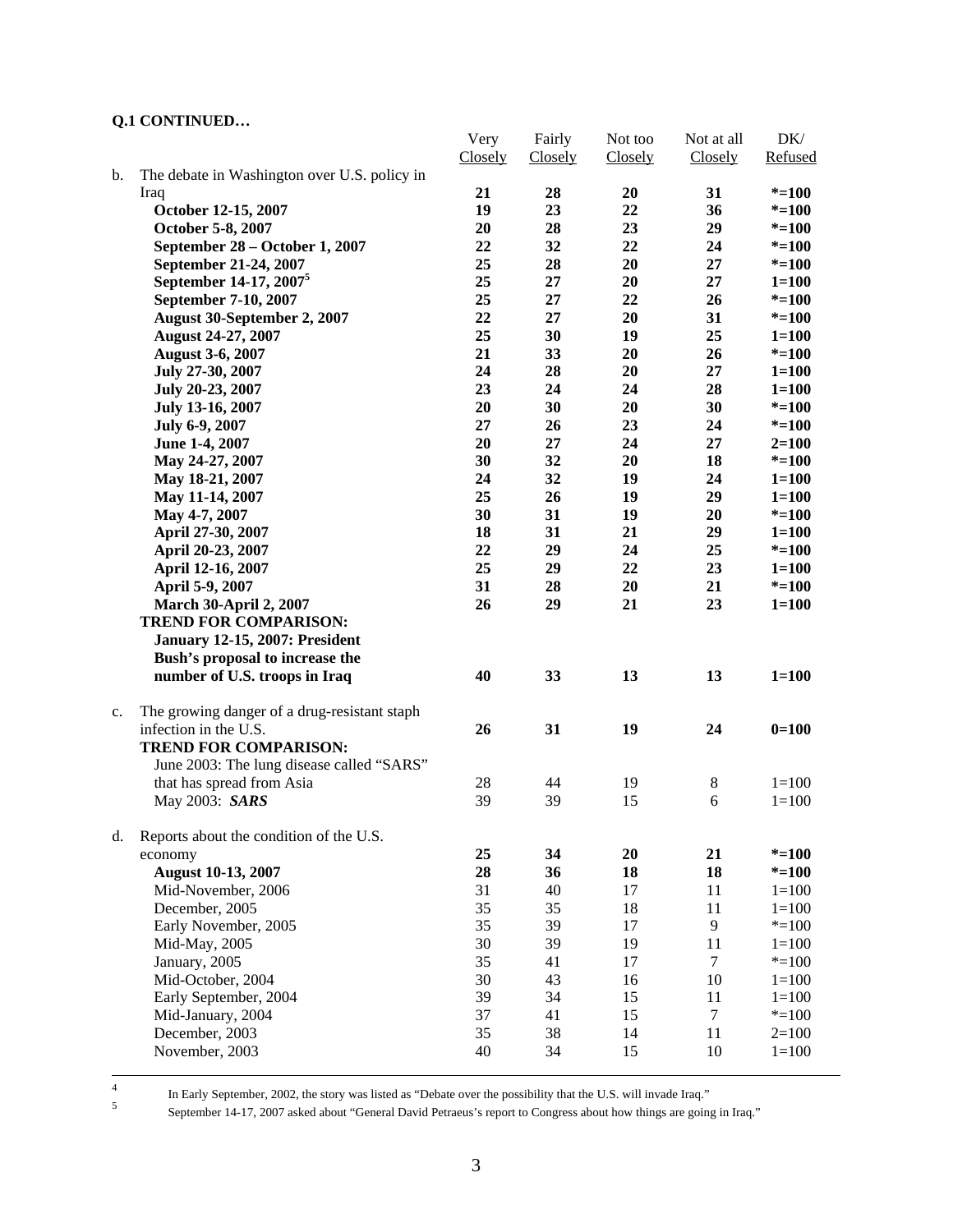**Q.1 CONTINUED…**

| | | Very Closely | Fairly Closely | Not too Closely | Not at all Closely | DK/ Refused |
|---|---|---|---|---|---|---|
| b. | The debate in Washington over U.S. policy in Iraq | **21** | **28** | **20** | **31** | ***=100** |
| | **October 12-15, 2007** | **19** | **23** | **22** | **36** | ***=100** |
| | **October 5-8, 2007** | **20** | **28** | **23** | **29** | ***=100** |
| | **September 28 – October 1, 2007** | **22** | **32** | **22** | **24** | ***=100** |
| | **September 21-24, 2007** | **25** | **28** | **20** | **27** | ***=100** |
| | **September 14-17, 2007**[5] | **25** | **27** | **20** | **27** | **1=100** |
| | **September 7-10, 2007** | **25** | **27** | **22** | **26** | ***=100** |
| | **August 30-September 2, 2007** | **22** | **27** | **20** | **31** | ***=100** |
| | **August 24-27, 2007** | **25** | **30** | **19** | **25** | **1=100** |
| | **August 3-6, 2007** | **21** | **33** | **20** | **26** | ***=100** |
| | **July 27-30, 2007** | **24** | **28** | **20** | **27** | **1=100** |
| | **July 20-23, 2007** | **23** | **24** | **24** | **28** | **1=100** |
| | **July 13-16, 2007** | **20** | **30** | **20** | **30** | ***=100** |
| | **July 6-9, 2007** | **27** | **26** | **23** | **24** | ***=100** |
| | **June 1-4, 2007** | **20** | **27** | **24** | **27** | **2=100** |
| | **May 24-27, 2007** | **30** | **32** | **20** | **18** | ***=100** |
| | **May 18-21, 2007** | **24** | **32** | **19** | **24** | **1=100** |
| | **May 11-14, 2007** | **25** | **26** | **19** | **29** | **1=100** |
| | **May 4-7, 2007** | **30** | **31** | **19** | **20** | ***=100** |
| | **April 27-30, 2007** | **18** | **31** | **21** | **29** | **1=100** |
| | **April 20-23, 2007** | **22** | **29** | **24** | **25** | ***=100** |
| | **April 12-16, 2007** | **25** | **29** | **22** | **23** | **1=100** |
| | **April 5-9, 2007** | **31** | **28** | **20** | **21** | ***=100** |
| | **March 30-April 2, 2007** | **26** | **29** | **21** | **23** | **1=100** |
| | **TREND FOR COMPARISON:** | | | | | |
| | **January 12-15, 2007: President Bush's proposal to increase the number of U.S. troops in Iraq** | **40** | **33** | **13** | **13** | **1=100** |
| c. | The growing danger of a drug-resistant staph infection in the U.S. | **26** | **31** | **19** | **24** | **0=100** |
| | **TREND FOR COMPARISON:** | | | | | |
| | June 2003: The lung disease called "SARS" that has spread from Asia | 28 | 44 | 19 | 8 | 1=100 |
| | May 2003: ***SARS*** | 39 | 39 | 15 | 6 | 1=100 |
| d. | Reports about the condition of the U.S. economy | **25** | **34** | **20** | **21** | ***=100** |
| | **August 10-13, 2007** | **28** | **36** | **18** | **18** | ***=100** |
| | Mid-November, 2006 | 31 | 40 | 17 | 11 | 1=100 |
| | December, 2005 | 35 | 35 | 18 | 11 | 1=100 |
| | Early November, 2005 | 35 | 39 | 17 | 9 | *=100 |
| | Mid-May, 2005 | 30 | 39 | 19 | 11 | 1=100 |
| | January, 2005 | 35 | 41 | 17 | 7 | *=100 |
| | Mid-October, 2004 | 30 | 43 | 16 | 10 | 1=100 |
| | Early September, 2004 | 39 | 34 | 15 | 11 | 1=100 |
| | Mid-January, 2004 | 37 | 41 | 15 | 7 | *=100 |
| | December, 2003 | 35 | 38 | 14 | 11 | 2=100 |
| | November, 2003 | 40 | 34 | 15 | 10 | 1=100 |

---

[4] In Early September, 2002, the story was listed as "Debate over the possibility that the U.S. will invade Iraq."

[5] September 14-17, 2007 asked about "General David Petraeus's report to Congress about how things are going in Iraq."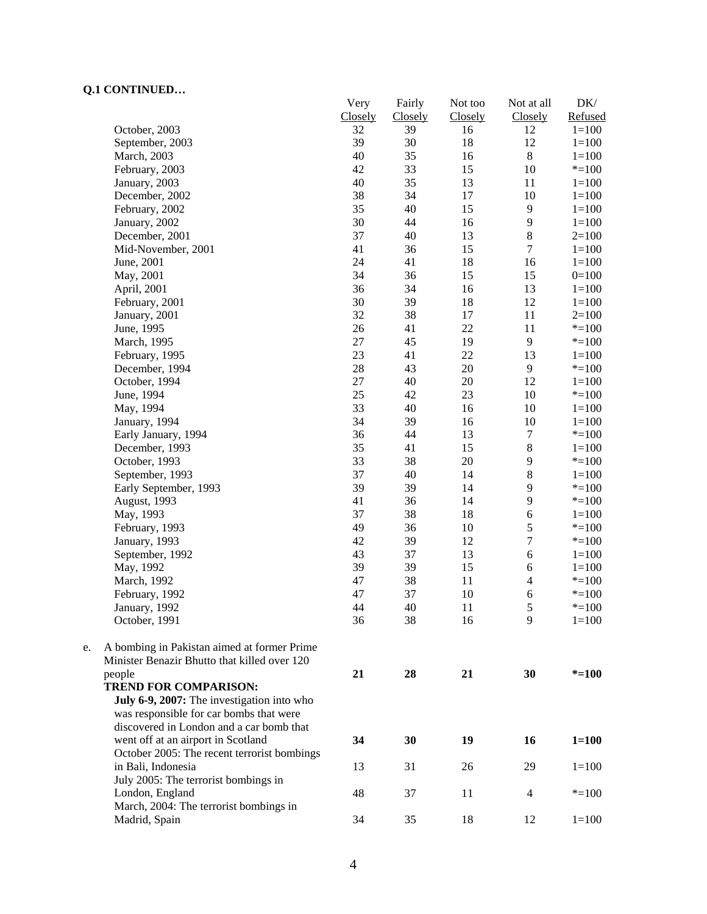**Q.1 CONTINUED…**

| | Very Closely | Fairly Closely | Not too Closely | Not at all Closely | DK/ Refused |
|---|---|---|---|---|---|
| October, 2003 | 32 | 39 | 16 | 12 | 1=100 |
| September, 2003 | 39 | 30 | 18 | 12 | 1=100 |
| March, 2003 | 40 | 35 | 16 | 8 | 1=100 |
| February, 2003 | 42 | 33 | 15 | 10 | *=100 |
| January, 2003 | 40 | 35 | 13 | 11 | 1=100 |
| December, 2002 | 38 | 34 | 17 | 10 | 1=100 |
| February, 2002 | 35 | 40 | 15 | 9 | 1=100 |
| January, 2002 | 30 | 44 | 16 | 9 | 1=100 |
| December, 2001 | 37 | 40 | 13 | 8 | 2=100 |
| Mid-November, 2001 | 41 | 36 | 15 | 7 | 1=100 |
| June, 2001 | 24 | 41 | 18 | 16 | 1=100 |
| May, 2001 | 34 | 36 | 15 | 15 | 0=100 |
| April, 2001 | 36 | 34 | 16 | 13 | 1=100 |
| February, 2001 | 30 | 39 | 18 | 12 | 1=100 |
| January, 2001 | 32 | 38 | 17 | 11 | 2=100 |
| June, 1995 | 26 | 41 | 22 | 11 | *=100 |
| March, 1995 | 27 | 45 | 19 | 9 | *=100 |
| February, 1995 | 23 | 41 | 22 | 13 | 1=100 |
| December, 1994 | 28 | 43 | 20 | 9 | *=100 |
| October, 1994 | 27 | 40 | 20 | 12 | 1=100 |
| June, 1994 | 25 | 42 | 23 | 10 | *=100 |
| May, 1994 | 33 | 40 | 16 | 10 | 1=100 |
| January, 1994 | 34 | 39 | 16 | 10 | 1=100 |
| Early January, 1994 | 36 | 44 | 13 | 7 | *=100 |
| December, 1993 | 35 | 41 | 15 | 8 | 1=100 |
| October, 1993 | 33 | 38 | 20 | 9 | *=100 |
| September, 1993 | 37 | 40 | 14 | 8 | 1=100 |
| Early September, 1993 | 39 | 39 | 14 | 9 | *=100 |
| August, 1993 | 41 | 36 | 14 | 9 | *=100 |
| May, 1993 | 37 | 38 | 18 | 6 | 1=100 |
| February, 1993 | 49 | 36 | 10 | 5 | *=100 |
| January, 1993 | 42 | 39 | 12 | 7 | *=100 |
| September, 1992 | 43 | 37 | 13 | 6 | 1=100 |
| May, 1992 | 39 | 39 | 15 | 6 | 1=100 |
| March, 1992 | 47 | 38 | 11 | 4 | *=100 |
| February, 1992 | 47 | 37 | 10 | 6 | *=100 |
| January, 1992 | 44 | 40 | 11 | 5 | *=100 |
| October, 1991 | 36 | 38 | 16 | 9 | 1=100 |
| e. A bombing in Pakistan aimed at former Prime Minister Benazir Bhutto that killed over 120 people | **21** | **28** | **21** | **30** | ***=100** |
| **TREND FOR COMPARISON:** | | | | | |
| **July 6-9, 2007:** The investigation into who was responsible for car bombs that were discovered in London and a car bomb that went off at an airport in Scotland | **34** | **30** | **19** | **16** | **1=100** |
| October 2005: The recent terrorist bombings in Bali, Indonesia | 13 | 31 | 26 | 29 | 1=100 |
| July 2005: The terrorist bombings in London, England | 48 | 37 | 11 | 4 | *=100 |
| March, 2004: The terrorist bombings in Madrid, Spain | 34 | 35 | 18 | 12 | 1=100 |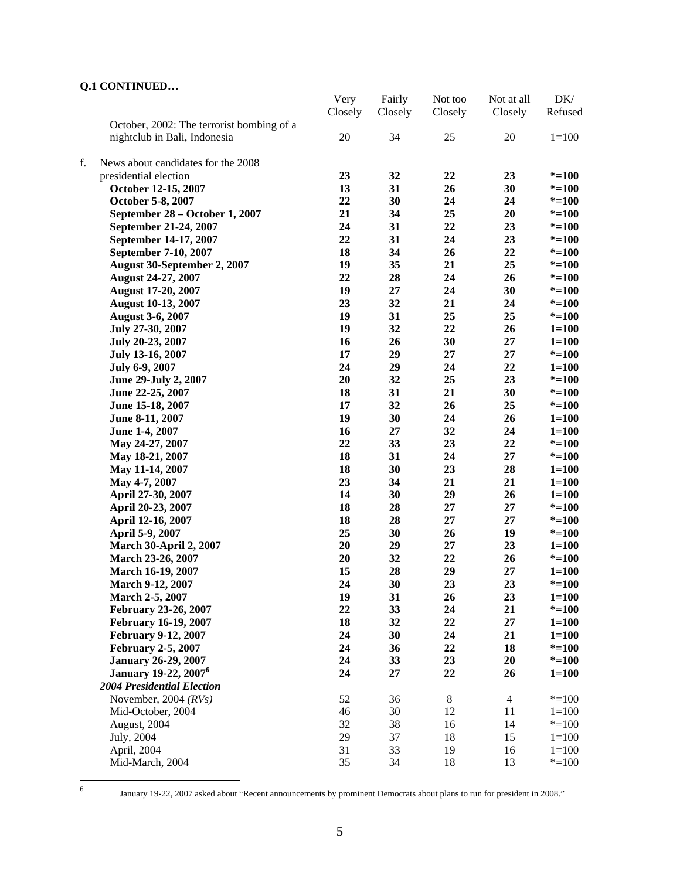**Q.1 CONTINUED…**

| | Very Closely | Fairly Closely | Not too Closely | Not at all Closely | DK/ Refused |
|---|---|---|---|---|---|
| October, 2002: The terrorist bombing of a nightclub in Bali, Indonesia | 20 | 34 | 25 | 20 | 1=100 |
| f. News about candidates for the 2008 presidential election | **23** | **32** | **22** | **23** | ***=100** |
| **October 12-15, 2007** | **13** | **31** | **26** | **30** | ***=100** |
| **October 5-8, 2007** | **22** | **30** | **24** | **24** | ***=100** |
| **September 28 – October 1, 2007** | **21** | **34** | **25** | **20** | ***=100** |
| **September 21-24, 2007** | **24** | **31** | **22** | **23** | ***=100** |
| **September 14-17, 2007** | **22** | **31** | **24** | **23** | ***=100** |
| **September 7-10, 2007** | **18** | **34** | **26** | **22** | ***=100** |
| **August 30-September 2, 2007** | **19** | **35** | **21** | **25** | ***=100** |
| **August 24-27, 2007** | **22** | **28** | **24** | **26** | ***=100** |
| **August 17-20, 2007** | **19** | **27** | **24** | **30** | ***=100** |
| **August 10-13, 2007** | **23** | **32** | **21** | **24** | ***=100** |
| **August 3-6, 2007** | **19** | **31** | **25** | **25** | ***=100** |
| **July 27-30, 2007** | **19** | **32** | **22** | **26** | **1=100** |
| **July 20-23, 2007** | **16** | **26** | **30** | **27** | **1=100** |
| **July 13-16, 2007** | **17** | **29** | **27** | **27** | ***=100** |
| **July 6-9, 2007** | **24** | **29** | **24** | **22** | **1=100** |
| **June 29-July 2, 2007** | **20** | **32** | **25** | **23** | ***=100** |
| **June 22-25, 2007** | **18** | **31** | **21** | **30** | ***=100** |
| **June 15-18, 2007** | **17** | **32** | **26** | **25** | ***=100** |
| **June 8-11, 2007** | **19** | **30** | **24** | **26** | **1=100** |
| **June 1-4, 2007** | **16** | **27** | **32** | **24** | **1=100** |
| **May 24-27, 2007** | **22** | **33** | **23** | **22** | ***=100** |
| **May 18-21, 2007** | **18** | **31** | **24** | **27** | ***=100** |
| **May 11-14, 2007** | **18** | **30** | **23** | **28** | **1=100** |
| **May 4-7, 2007** | **23** | **34** | **21** | **21** | **1=100** |
| **April 27-30, 2007** | **14** | **30** | **29** | **26** | **1=100** |
| **April 20-23, 2007** | **18** | **28** | **27** | **27** | ***=100** |
| **April 12-16, 2007** | **18** | **28** | **27** | **27** | ***=100** |
| **April 5-9, 2007** | **25** | **30** | **26** | **19** | ***=100** |
| **March 30-April 2, 2007** | **20** | **29** | **27** | **23** | **1=100** |
| **March 23-26, 2007** | **20** | **32** | **22** | **26** | ***=100** |
| **March 16-19, 2007** | **15** | **28** | **29** | **27** | **1=100** |
| **March 9-12, 2007** | **24** | **30** | **23** | **23** | ***=100** |
| **March 2-5, 2007** | **19** | **31** | **26** | **23** | **1=100** |
| **February 23-26, 2007** | **22** | **33** | **24** | **21** | ***=100** |
| **February 16-19, 2007** | **18** | **32** | **22** | **27** | **1=100** |
| **February 9-12, 2007** | **24** | **30** | **24** | **21** | **1=100** |
| **February 2-5, 2007** | **24** | **36** | **22** | **18** | ***=100** |
| **January 26-29, 2007** | **24** | **33** | **23** | **20** | ***=100** |
| **January 19-22, 2007**[6] | **24** | **27** | **22** | **26** | **1=100** |
| ***2004 Presidential Election*** | | | | | |
| November, 2004 *(RVs)* | 52 | 36 | 8 | 4 | *=100 |
| Mid-October, 2004 | 46 | 30 | 12 | 11 | 1=100 |
| August, 2004 | 32 | 38 | 16 | 14 | *=100 |
| July, 2004 | 29 | 37 | 18 | 15 | 1=100 |
| April, 2004 | 31 | 33 | 19 | 16 | 1=100 |
| Mid-March, 2004 | 35 | 34 | 18 | 13 | *=100 |

[6] January 19-22, 2007 asked about "Recent announcements by prominent Democrats about plans to run for president in 2008."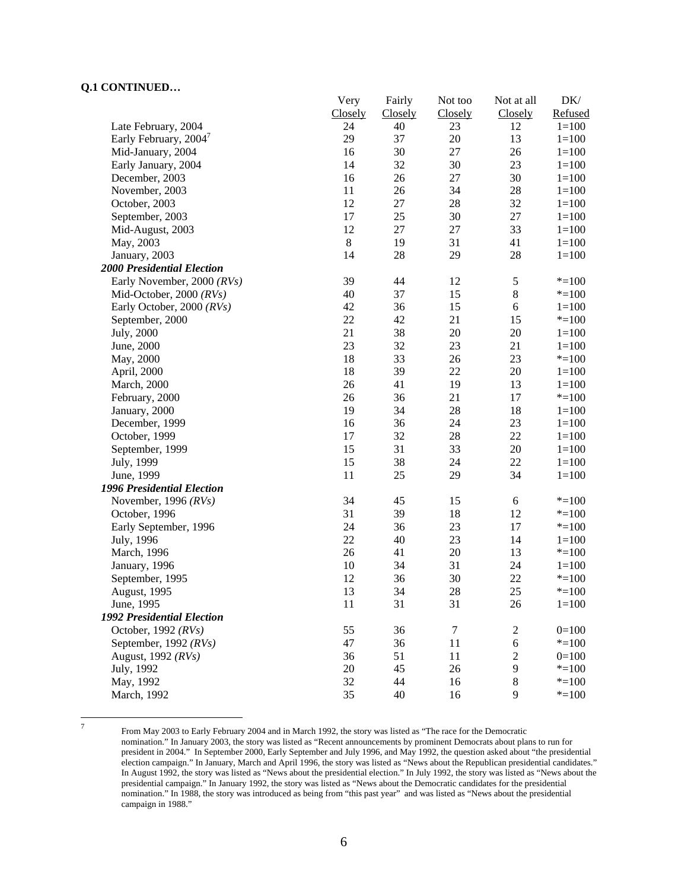**Q.1 CONTINUED…**

| | Very Closely | Fairly Closely | Not too Closely | Not at all Closely | DK/ Refused |
|---|---|---|---|---|---|
| Late February, 2004 | 24 | 40 | 23 | 12 | 1=100 |
| Early February, 2004[7] | 29 | 37 | 20 | 13 | 1=100 |
| Mid-January, 2004 | 16 | 30 | 27 | 26 | 1=100 |
| Early January, 2004 | 14 | 32 | 30 | 23 | 1=100 |
| December, 2003 | 16 | 26 | 27 | 30 | 1=100 |
| November, 2003 | 11 | 26 | 34 | 28 | 1=100 |
| October, 2003 | 12 | 27 | 28 | 32 | 1=100 |
| September, 2003 | 17 | 25 | 30 | 27 | 1=100 |
| Mid-August, 2003 | 12 | 27 | 27 | 33 | 1=100 |
| May, 2003 | 8 | 19 | 31 | 41 | 1=100 |
| January, 2003 | 14 | 28 | 29 | 28 | 1=100 |
| ***2000 Presidential Election*** | | | | | |
| Early November, 2000 *(RVs)* | 39 | 44 | 12 | 5 | *=100 |
| Mid-October, 2000 *(RVs)* | 40 | 37 | 15 | 8 | *=100 |
| Early October, 2000 *(RVs)* | 42 | 36 | 15 | 6 | 1=100 |
| September, 2000 | 22 | 42 | 21 | 15 | *=100 |
| July, 2000 | 21 | 38 | 20 | 20 | 1=100 |
| June, 2000 | 23 | 32 | 23 | 21 | 1=100 |
| May, 2000 | 18 | 33 | 26 | 23 | *=100 |
| April, 2000 | 18 | 39 | 22 | 20 | 1=100 |
| March, 2000 | 26 | 41 | 19 | 13 | 1=100 |
| February, 2000 | 26 | 36 | 21 | 17 | *=100 |
| January, 2000 | 19 | 34 | 28 | 18 | 1=100 |
| December, 1999 | 16 | 36 | 24 | 23 | 1=100 |
| October, 1999 | 17 | 32 | 28 | 22 | 1=100 |
| September, 1999 | 15 | 31 | 33 | 20 | 1=100 |
| July, 1999 | 15 | 38 | 24 | 22 | 1=100 |
| June, 1999 | 11 | 25 | 29 | 34 | 1=100 |
| ***1996 Presidential Election*** | | | | | |
| November, 1996 *(RVs)* | 34 | 45 | 15 | 6 | *=100 |
| October, 1996 | 31 | 39 | 18 | 12 | *=100 |
| Early September, 1996 | 24 | 36 | 23 | 17 | *=100 |
| July, 1996 | 22 | 40 | 23 | 14 | 1=100 |
| March, 1996 | 26 | 41 | 20 | 13 | *=100 |
| January, 1996 | 10 | 34 | 31 | 24 | 1=100 |
| September, 1995 | 12 | 36 | 30 | 22 | *=100 |
| August, 1995 | 13 | 34 | 28 | 25 | *=100 |
| June, 1995 | 11 | 31 | 31 | 26 | 1=100 |
| ***1992 Presidential Election*** | | | | | |
| October, 1992 *(RVs)* | 55 | 36 | 7 | 2 | 0=100 |
| September, 1992 *(RVs)* | 47 | 36 | 11 | 6 | *=100 |
| August, 1992 *(RVs)* | 36 | 51 | 11 | 2 | 0=100 |
| July, 1992 | 20 | 45 | 26 | 9 | *=100 |
| May, 1992 | 32 | 44 | 16 | 8 | *=100 |
| March, 1992 | 35 | 40 | 16 | 9 | *=100 |

[7] From May 2003 to Early February 2004 and in March 1992, the story was listed as "The race for the Democratic nomination." In January 2003, the story was listed as "Recent announcements by prominent Democrats about plans to run for president in 2004." In September 2000, Early September and July 1996, and May 1992, the question asked about "the presidential election campaign." In January, March and April 1996, the story was listed as "News about the Republican presidential candidates." In August 1992, the story was listed as "News about the presidential election." In July 1992, the story was listed as "News about the presidential campaign." In January 1992, the story was listed as "News about the Democratic candidates for the presidential nomination." In 1988, the story was introduced as being from "this past year" and was listed as "News about the presidential campaign in 1988."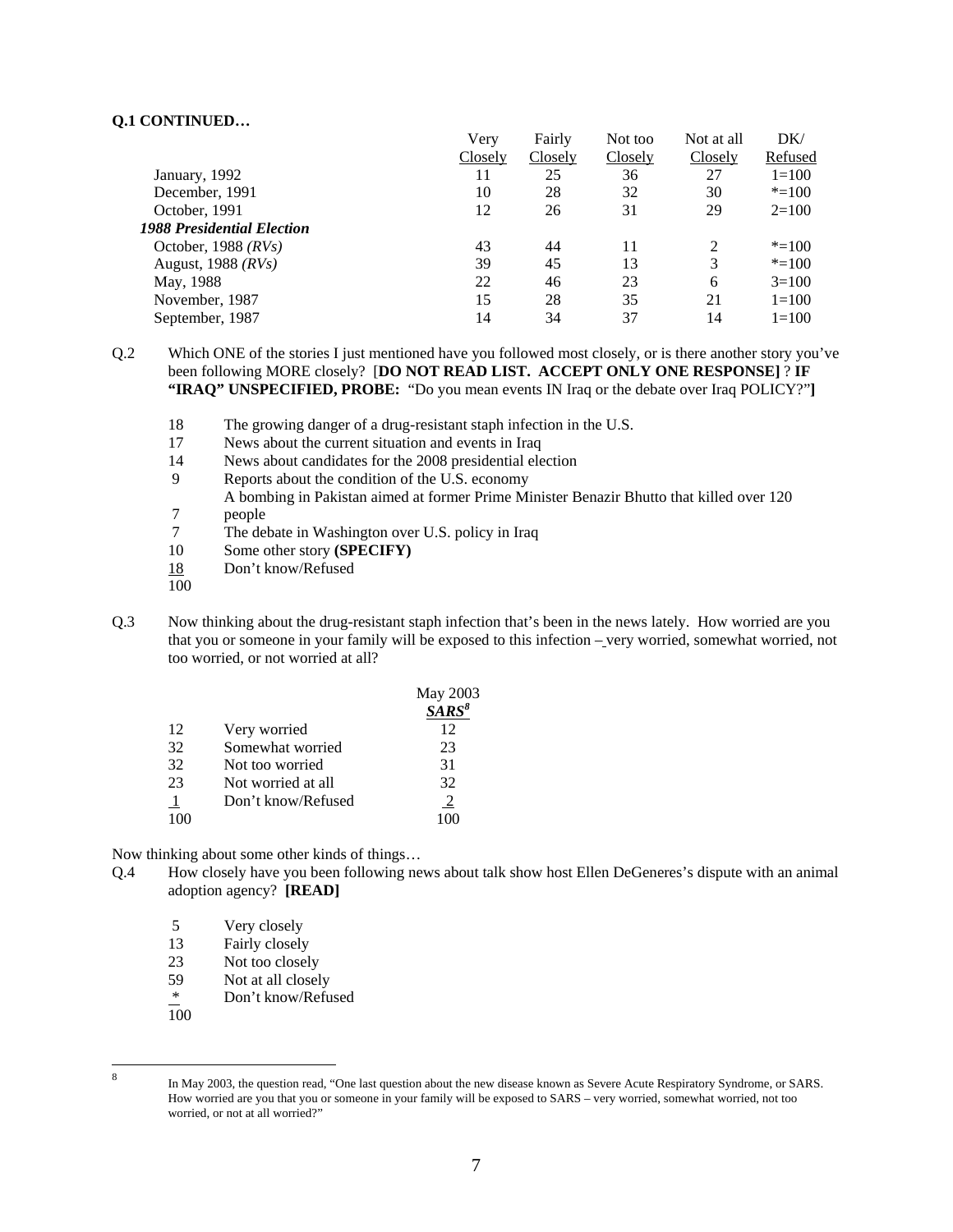**Q.1 CONTINUED…**

| | Very Closely | Fairly Closely | Not too Closely | Not at all Closely | DK/ Refused |
|---|---|---|---|---|---|
| January, 1992 | 11 | 25 | 36 | 27 | 1=100 |
| December, 1991 | 10 | 28 | 32 | 30 | *=100 |
| October, 1991 | 12 | 26 | 31 | 29 | 2=100 |
| ***1988 Presidential Election*** | | | | | |
| October, 1988 *(RVs)* | 43 | 44 | 11 | 2 | *=100 |
| August, 1988 *(RVs)* | 39 | 45 | 13 | 3 | *=100 |
| May, 1988 | 22 | 46 | 23 | 6 | 3=100 |
| November, 1987 | 15 | 28 | 35 | 21 | 1=100 |
| September, 1987 | 14 | 34 | 37 | 14 | 1=100 |

Q.2 Which ONE of the stories I just mentioned have you followed most closely, or is there another story you've been following MORE closely? [**DO NOT READ LIST. ACCEPT ONLY ONE RESPONSE]** ? **IF "IRAQ" UNSPECIFIED, PROBE:** "Do you mean events IN Iraq or the debate over Iraq POLICY?"**]**

| | |
|---|---|
| 18 | The growing danger of a drug-resistant staph infection in the U.S. |
| 17 | News about the current situation and events in Iraq |
| 14 | News about candidates for the 2008 presidential election |
| 9 | Reports about the condition of the U.S. economy |
| 7 | A bombing in Pakistan aimed at former Prime Minister Benazir Bhutto that killed over 120 people |
| 7 | The debate in Washington over U.S. policy in Iraq |
| 10 | Some other story **(SPECIFY)** |
| 18 | Don't know/Refused |
| 100 | |

Q.3 Now thinking about the drug-resistant staph infection that's been in the news lately. How worried are you that you or someone in your family will be exposed to this infection – very worried, somewhat worried, not too worried, or not worried at all?

| | | May 2003 ***SARS***[8] |
|---|---|---|
| 12 | Very worried | 12 |
| 32 | Somewhat worried | 23 |
| 32 | Not too worried | 31 |
| 23 | Not worried at all | 32 |
| 1 | Don't know/Refused | 2 |
| 100 | | 100 |

Now thinking about some other kinds of things…

Q.4 How closely have you been following news about talk show host Ellen DeGeneres's dispute with an animal adoption agency? **[READ]**

| | |
|---|---|
| 5 | Very closely |
| 13 | Fairly closely |
| 23 | Not too closely |
| 59 | Not at all closely |
| * | Don't know/Refused |
| 100 | |

[8] In May 2003, the question read, "One last question about the new disease known as Severe Acute Respiratory Syndrome, or SARS. How worried are you that you or someone in your family will be exposed to SARS – very worried, somewhat worried, not too worried, or not at all worried?"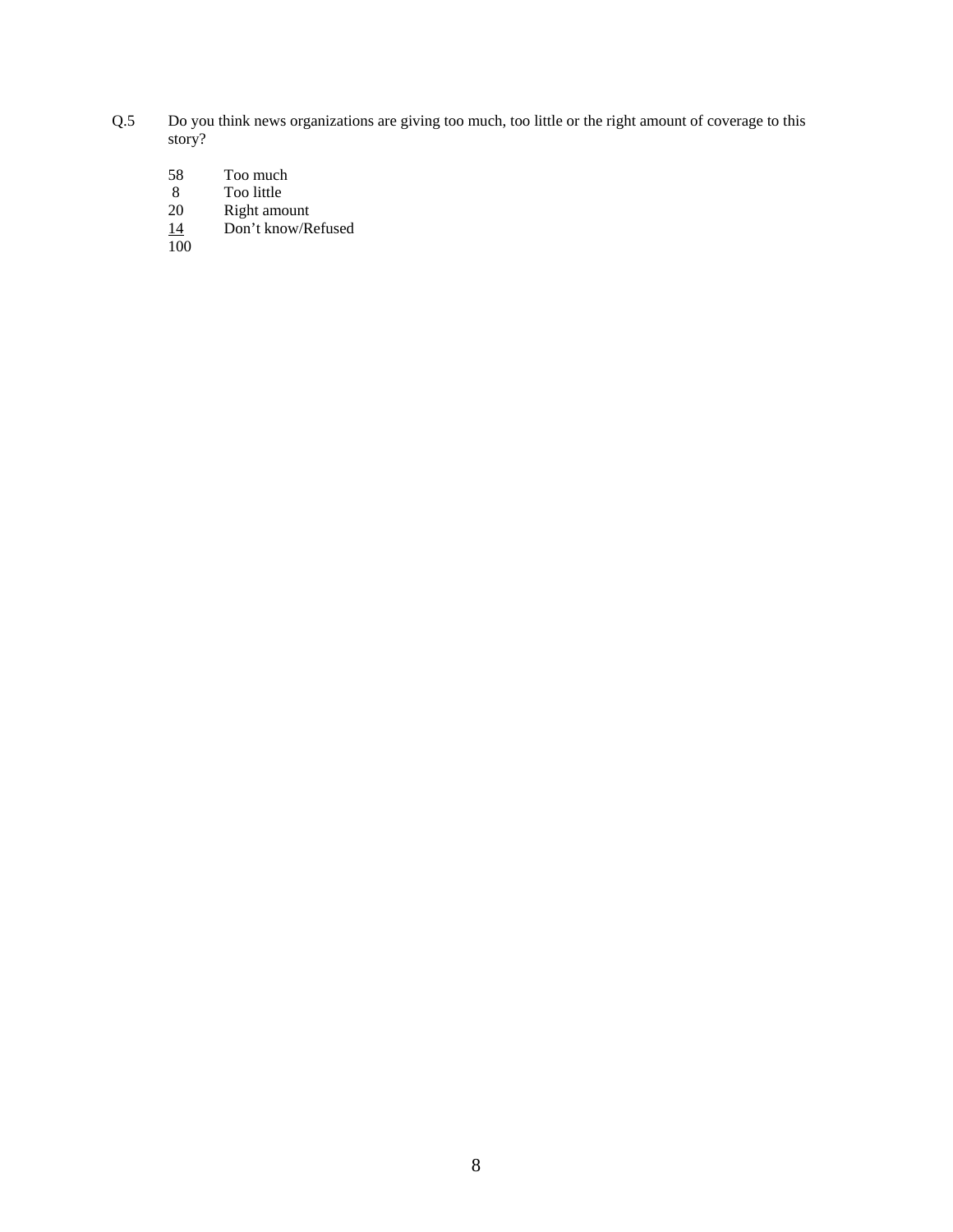Q.5 Do you think news organizations are giving too much, too little or the right amount of coverage to this story?

| | |
|---|---|
| 58 | Too much |
| 8 | Too little |
| 20 | Right amount |
| 14 | Don't know/Refused |
| 100 | |